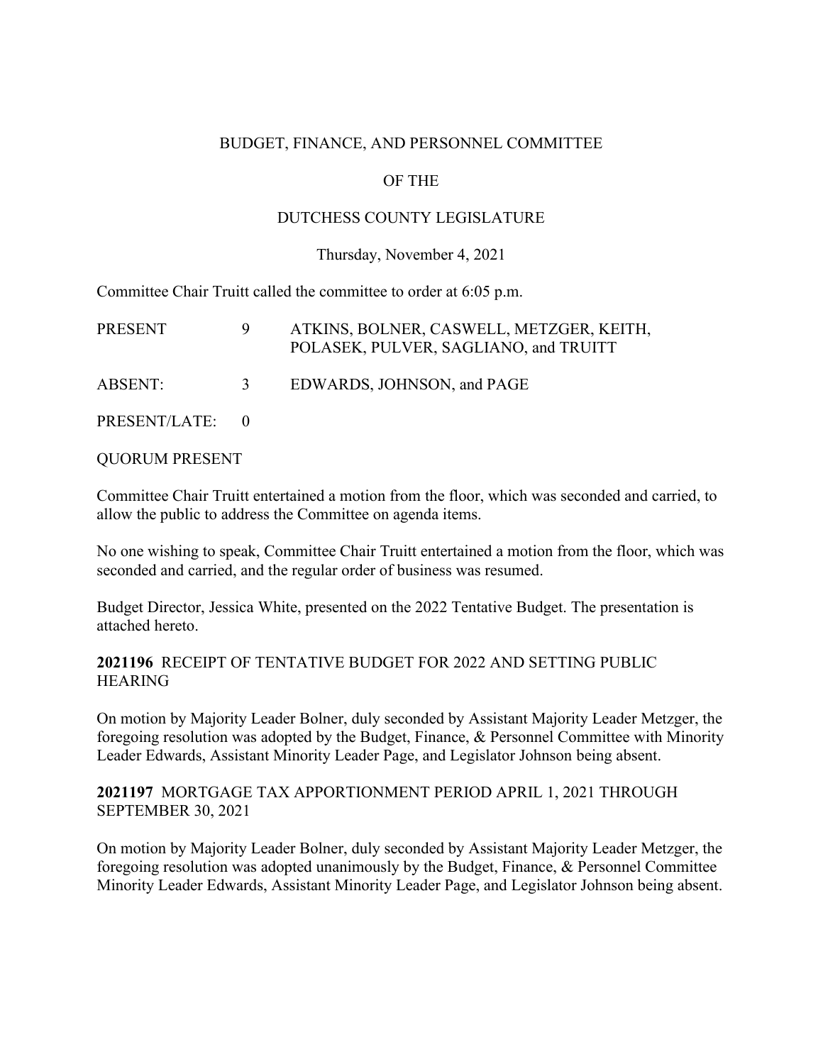# BUDGET, FINANCE, AND PERSONNEL COMMITTEE

## OF THE

## DUTCHESS COUNTY LEGISLATURE

Thursday, November 4, 2021

Committee Chair Truitt called the committee to order at 6:05 p.m.

| | | |
|---|---|---|
| PRESENT | 9 | ATKINS, BOLNER, CASWELL, METZGER, KEITH, POLASEK, PULVER, SAGLIANO, and TRUITT |
| ABSENT: | 3 | EDWARDS, JOHNSON, and PAGE |
| PRESENT/LATE: | 0 | |

QUORUM PRESENT

Committee Chair Truitt entertained a motion from the floor, which was seconded and carried, to allow the public to address the Committee on agenda items.

No one wishing to speak, Committee Chair Truitt entertained a motion from the floor, which was seconded and carried, and the regular order of business was resumed.

Budget Director, Jessica White, presented on the 2022 Tentative Budget. The presentation is attached hereto.

**2021196** RECEIPT OF TENTATIVE BUDGET FOR 2022 AND SETTING PUBLIC HEARING

On motion by Majority Leader Bolner, duly seconded by Assistant Majority Leader Metzger, the foregoing resolution was adopted by the Budget, Finance, & Personnel Committee with Minority Leader Edwards, Assistant Minority Leader Page, and Legislator Johnson being absent.

**2021197** MORTGAGE TAX APPORTIONMENT PERIOD APRIL 1, 2021 THROUGH SEPTEMBER 30, 2021

On motion by Majority Leader Bolner, duly seconded by Assistant Majority Leader Metzger, the foregoing resolution was adopted unanimously by the Budget, Finance, & Personnel Committee Minority Leader Edwards, Assistant Minority Leader Page, and Legislator Johnson being absent.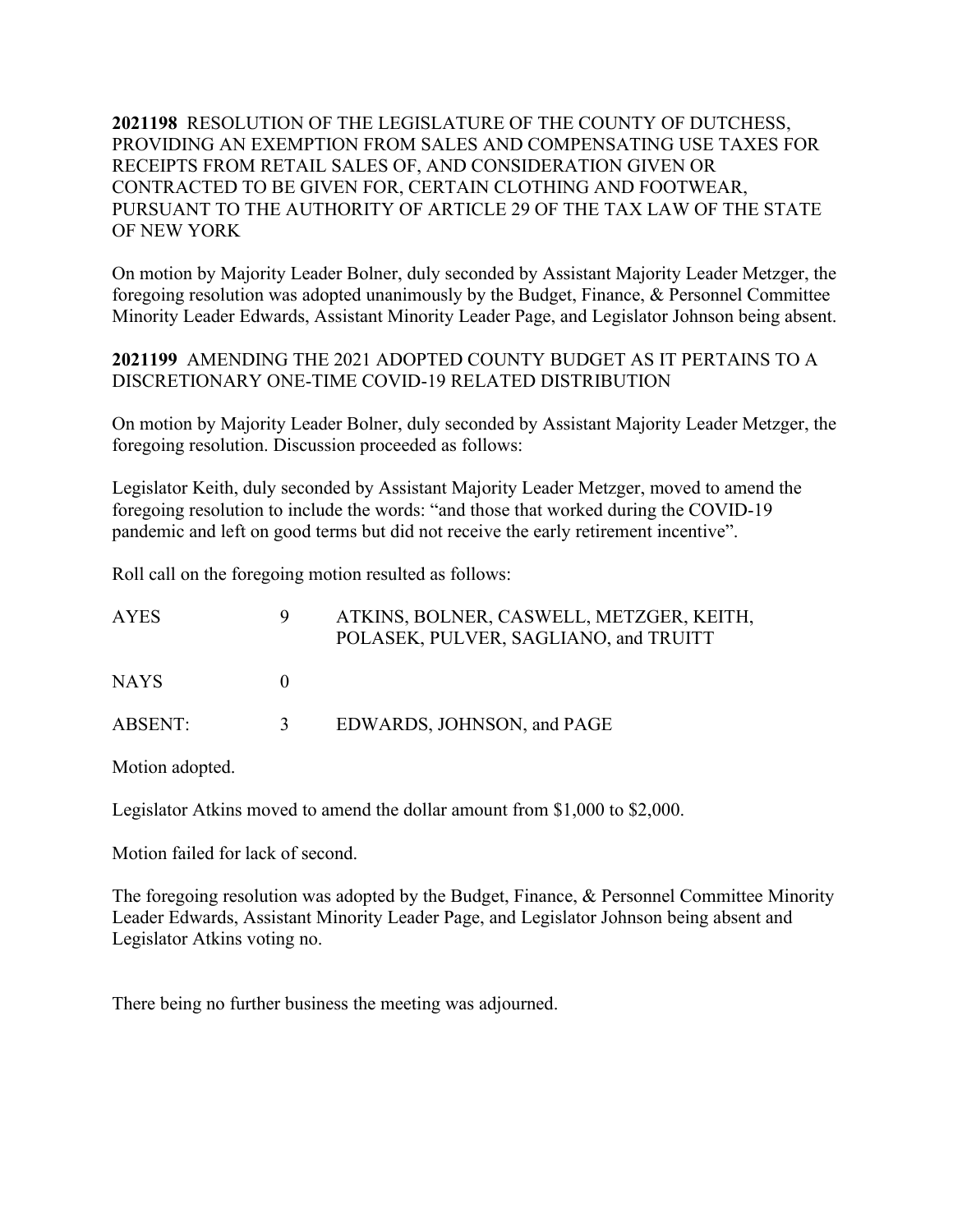**2021198** RESOLUTION OF THE LEGISLATURE OF THE COUNTY OF DUTCHESS, PROVIDING AN EXEMPTION FROM SALES AND COMPENSATING USE TAXES FOR RECEIPTS FROM RETAIL SALES OF, AND CONSIDERATION GIVEN OR CONTRACTED TO BE GIVEN FOR, CERTAIN CLOTHING AND FOOTWEAR, PURSUANT TO THE AUTHORITY OF ARTICLE 29 OF THE TAX LAW OF THE STATE OF NEW YORK

On motion by Majority Leader Bolner, duly seconded by Assistant Majority Leader Metzger, the foregoing resolution was adopted unanimously by the Budget, Finance, & Personnel Committee Minority Leader Edwards, Assistant Minority Leader Page, and Legislator Johnson being absent.

**2021199** AMENDING THE 2021 ADOPTED COUNTY BUDGET AS IT PERTAINS TO A DISCRETIONARY ONE-TIME COVID-19 RELATED DISTRIBUTION

On motion by Majority Leader Bolner, duly seconded by Assistant Majority Leader Metzger, the foregoing resolution. Discussion proceeded as follows:

Legislator Keith, duly seconded by Assistant Majority Leader Metzger, moved to amend the foregoing resolution to include the words: "and those that worked during the COVID-19 pandemic and left on good terms but did not receive the early retirement incentive".

Roll call on the foregoing motion resulted as follows:

| | | |
|---|---|---|
| AYES | 9 | ATKINS, BOLNER, CASWELL, METZGER, KEITH, POLASEK, PULVER, SAGLIANO, and TRUITT |
| NAYS | 0 | |
| ABSENT: | 3 | EDWARDS, JOHNSON, and PAGE |

Motion adopted.

Legislator Atkins moved to amend the dollar amount from $1,000 to $2,000.

Motion failed for lack of second.

The foregoing resolution was adopted by the Budget, Finance, & Personnel Committee Minority Leader Edwards, Assistant Minority Leader Page, and Legislator Johnson being absent and Legislator Atkins voting no.

There being no further business the meeting was adjourned.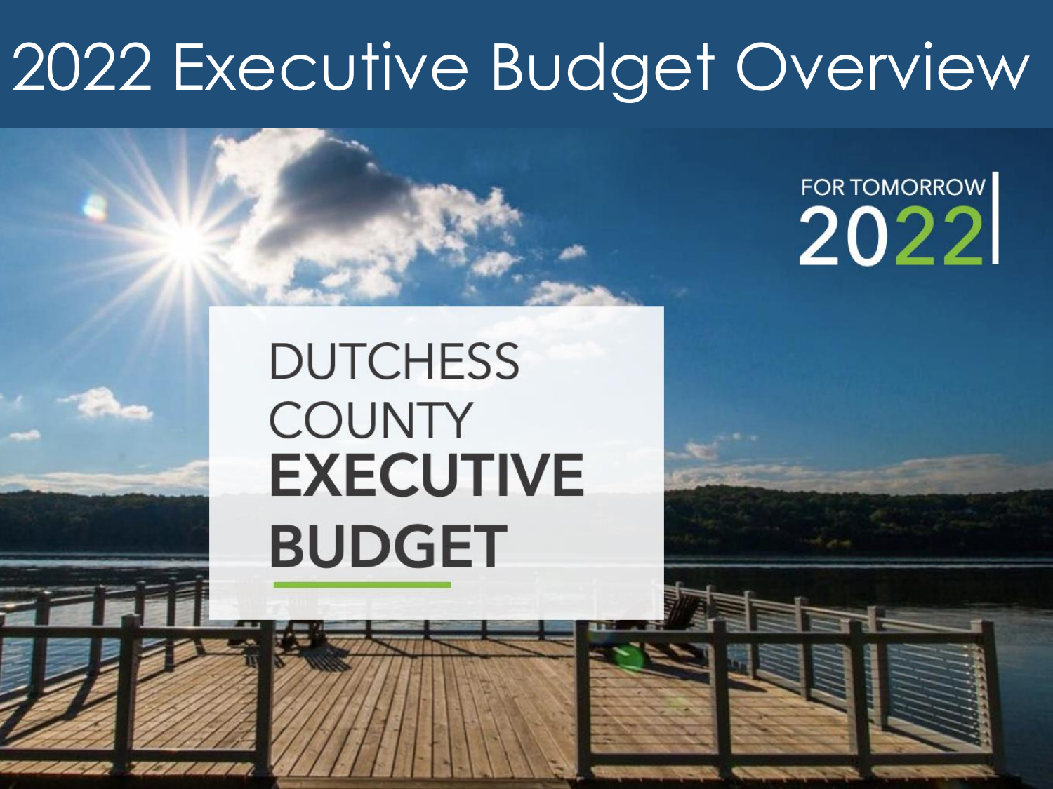# 2022 Executive Budget Overview

FOR TOMORROW 2022

DUTCHESS COUNTY **EXECUTIVE BUDGET**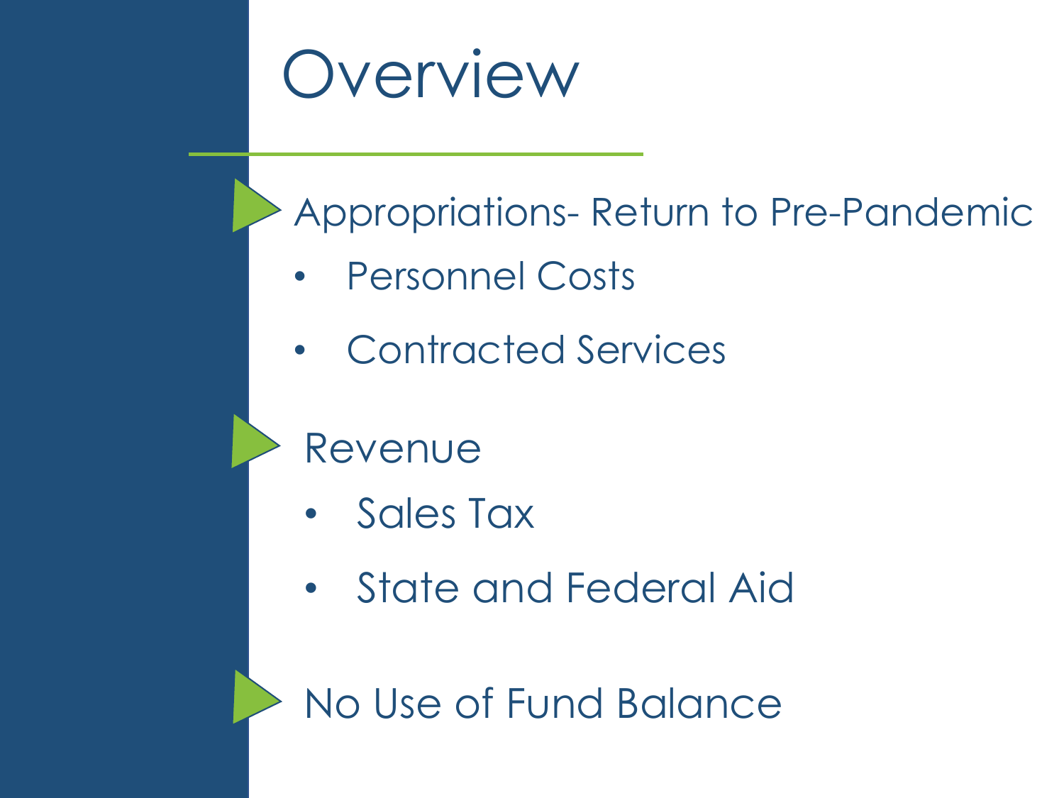# Overview

- Appropriations- Return to Pre-Pandemic
  - Personnel Costs
  - Contracted Services
- Revenue
  - Sales Tax
  - State and Federal Aid
- No Use of Fund Balance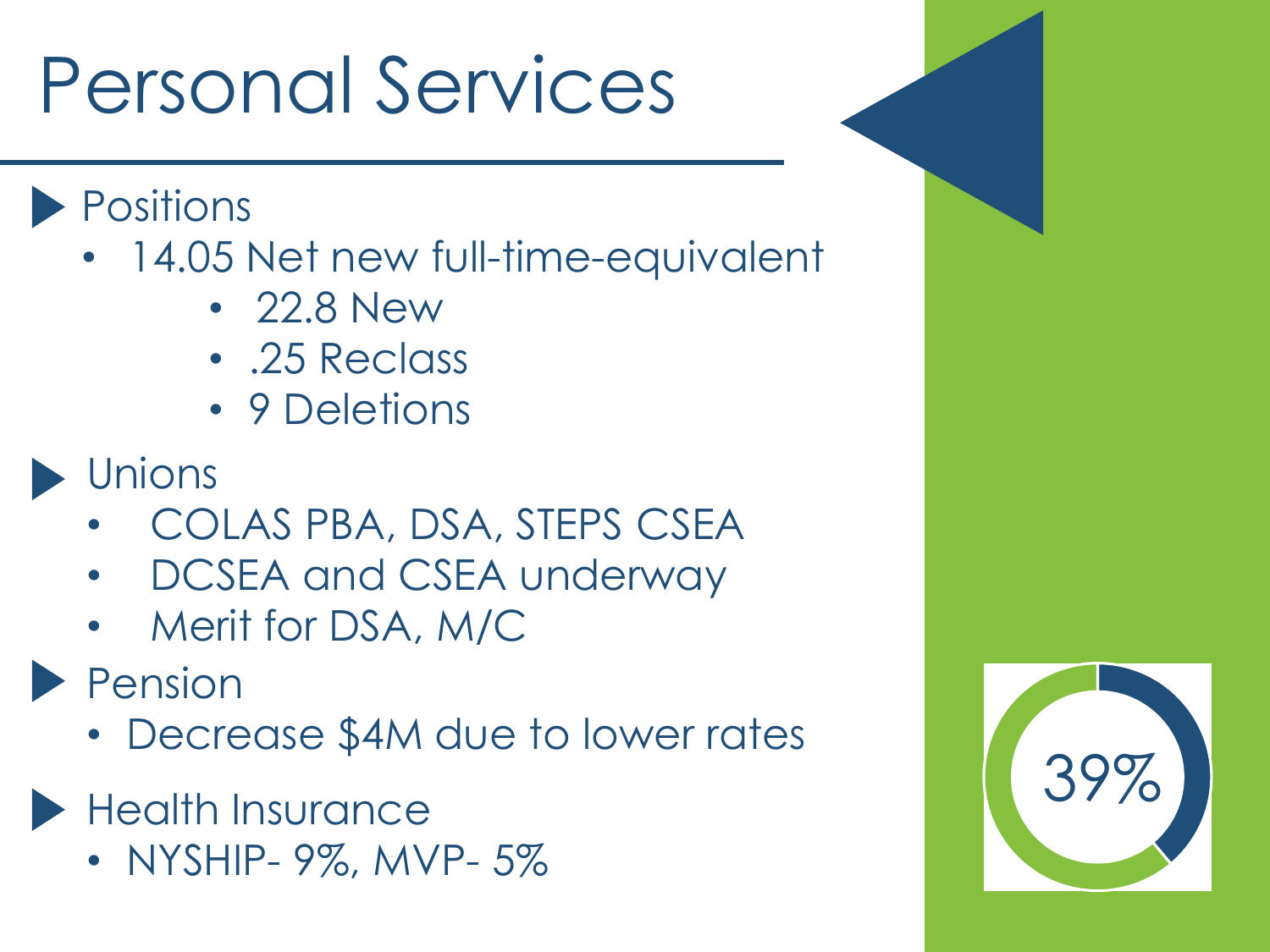# Personal Services

- Positions
  - 14.05 Net new full-time-equivalent
    - 22.8 New
    - .25 Reclass
    - 9 Deletions
- Unions
  - COLAS PBA, DSA, STEPS CSEA
  - DCSEA and CSEA underway
  - Merit for DSA, M/C
- Pension
  - Decrease $4M due to lower rates
- Health Insurance
  - NYSHIP- 9%, MVP- 5%

39%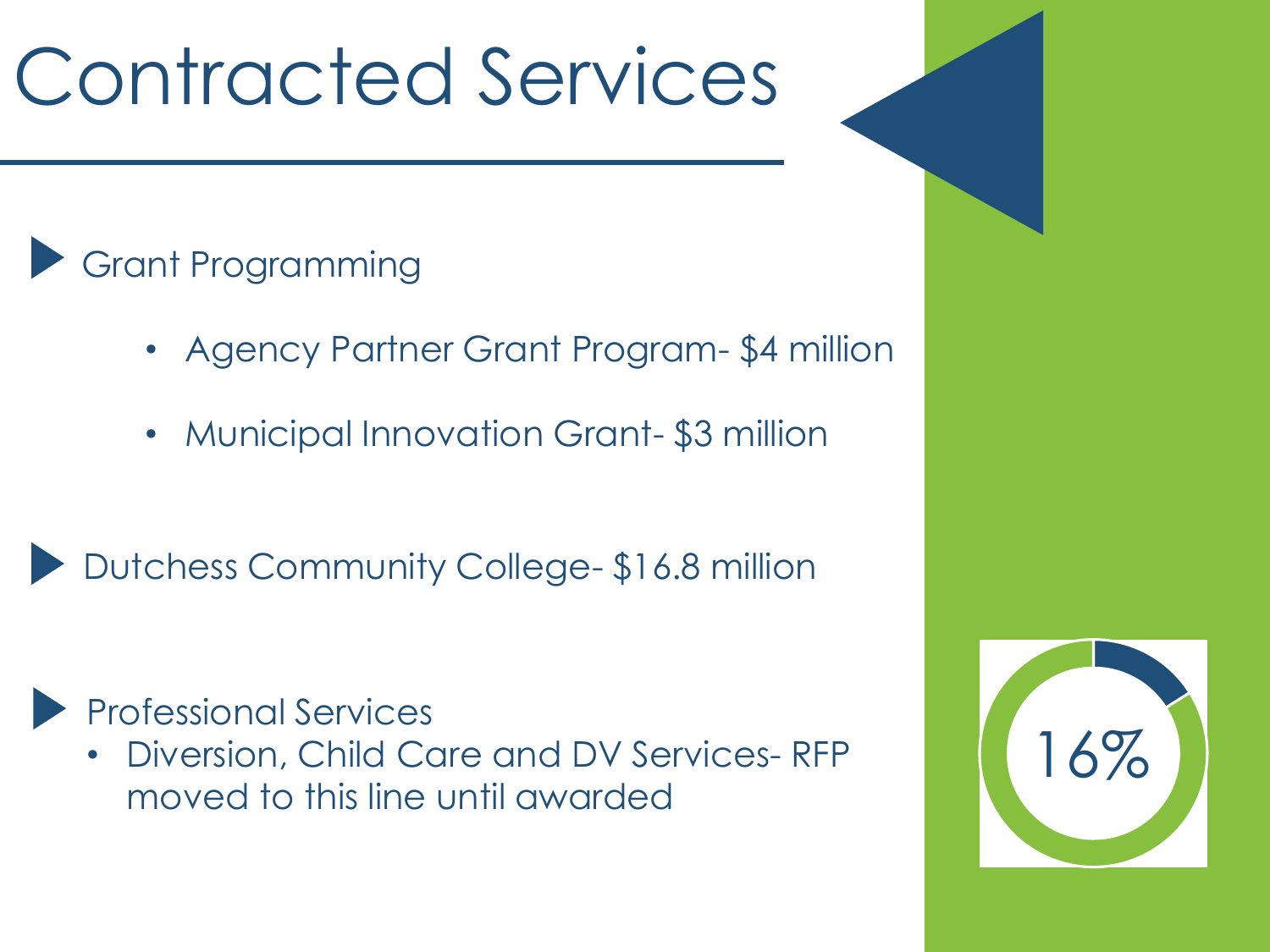# Contracted Services

- Grant Programming
  - Agency Partner Grant Program- $4 million
  - Municipal Innovation Grant- $3 million
- Dutchess Community College- $16.8 million
- Professional Services
  - Diversion, Child Care and DV Services- RFP moved to this line until awarded

16%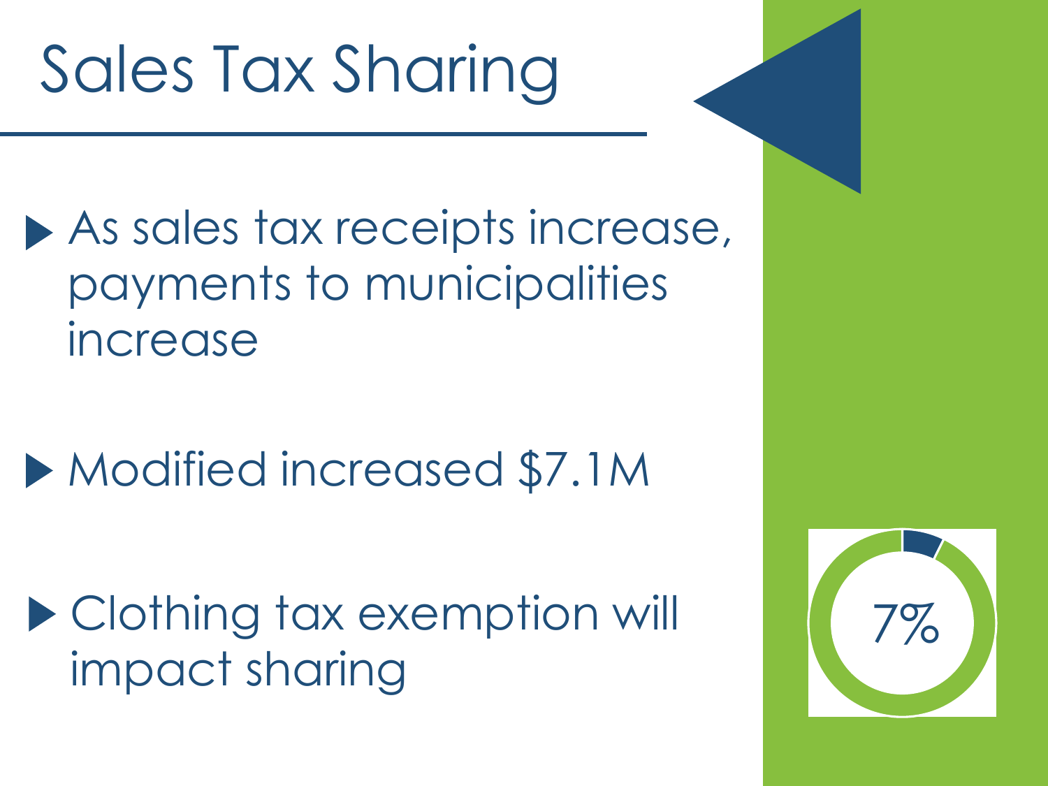# Sales Tax Sharing

- As sales tax receipts increase, payments to municipalities increase

- Modified increased $7.1M

- Clothing tax exemption will impact sharing

7%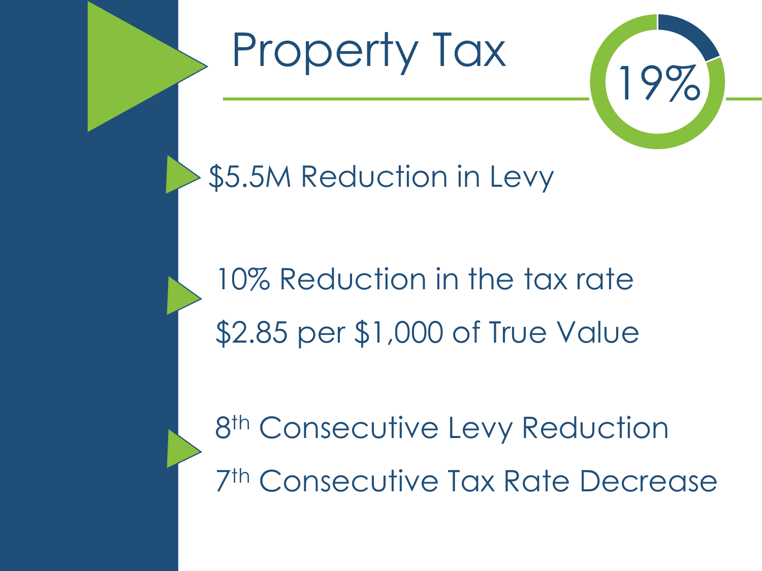# Property Tax

19%

- $5.5M Reduction in Levy
- 10% Reduction in the tax rate
  $2.85 per $1,000 of True Value
- 8th Consecutive Levy Reduction
  7th Consecutive Tax Rate Decrease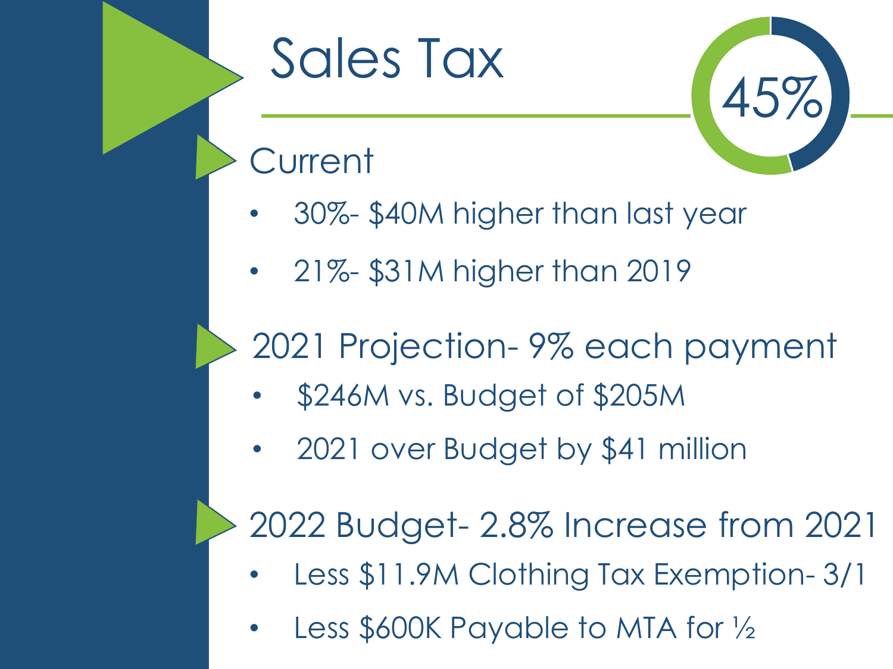# Sales Tax

45%

## Current

- 30%- $40M higher than last year
- 21%- $31M higher than 2019

## 2021 Projection- 9% each payment

- $246M vs. Budget of $205M
- 2021 over Budget by $41 million

## 2022 Budget- 2.8% Increase from 2021

- Less $11.9M Clothing Tax Exemption- 3/1
- Less $600K Payable to MTA for ½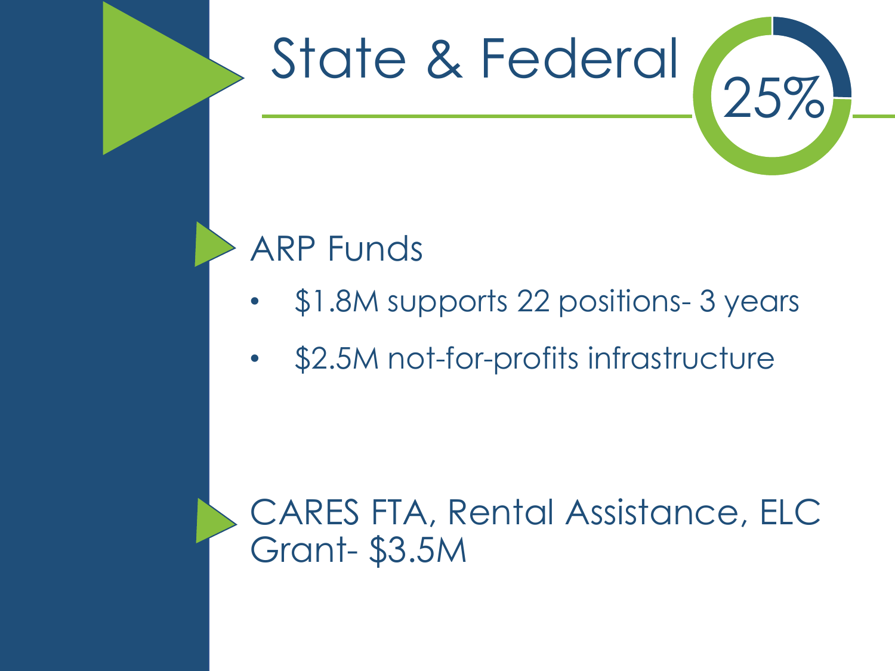# State & Federal

25%

## ARP Funds

- $1.8M supports 22 positions- 3 years
- $2.5M not-for-profits infrastructure

## CARES FTA, Rental Assistance, ELC Grant- $3.5M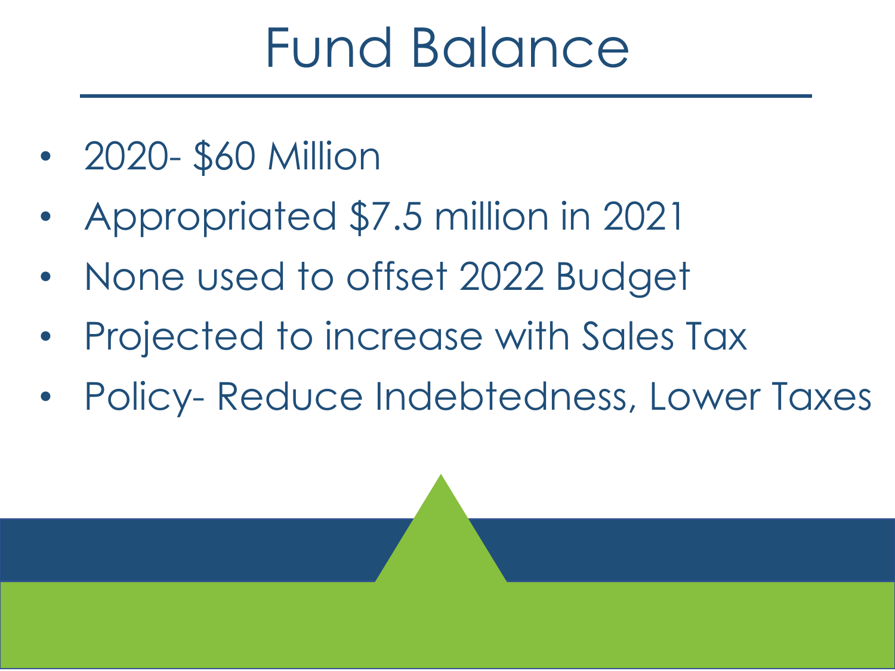# Fund Balance

- 2020- $60 Million
- Appropriated $7.5 million in 2021
- None used to offset 2022 Budget
- Projected to increase with Sales Tax
- Policy- Reduce Indebtedness, Lower Taxes